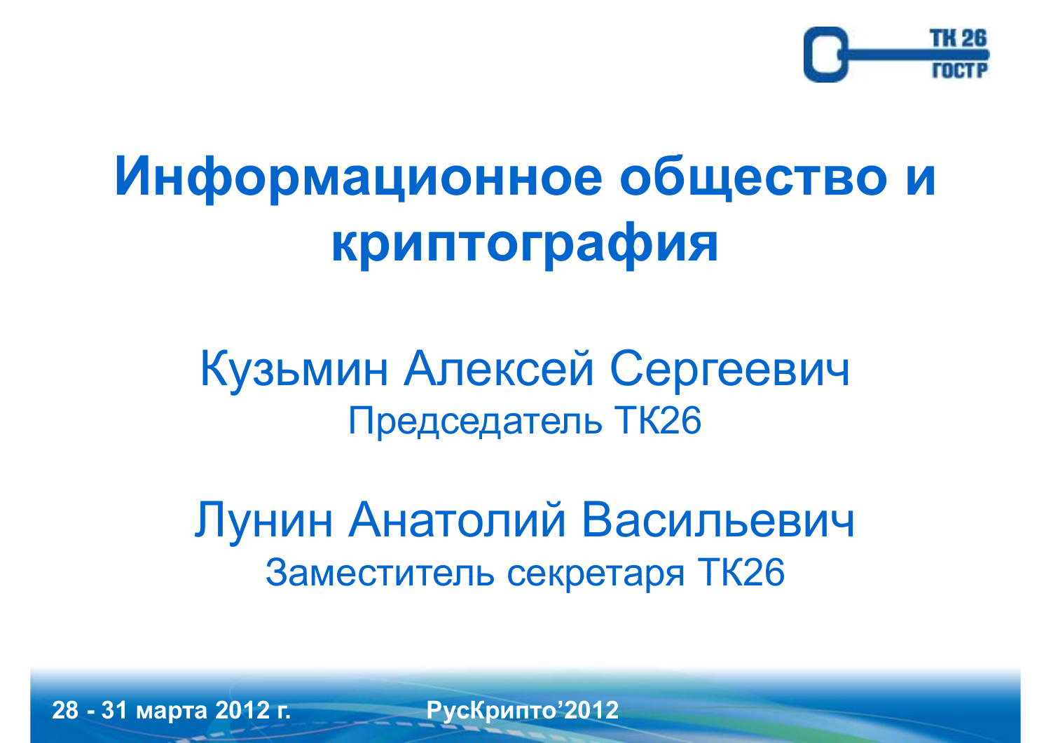ТК 26
ГОСТР

# Информационное общество и криптография

Кузьмин Алексей Сергеевич

Председатель ТК26

Лунин Анатолий Васильевич

Заместитель секретаря ТК26

**28 - 31 марта 2012 г.** **РусКрипто'2012**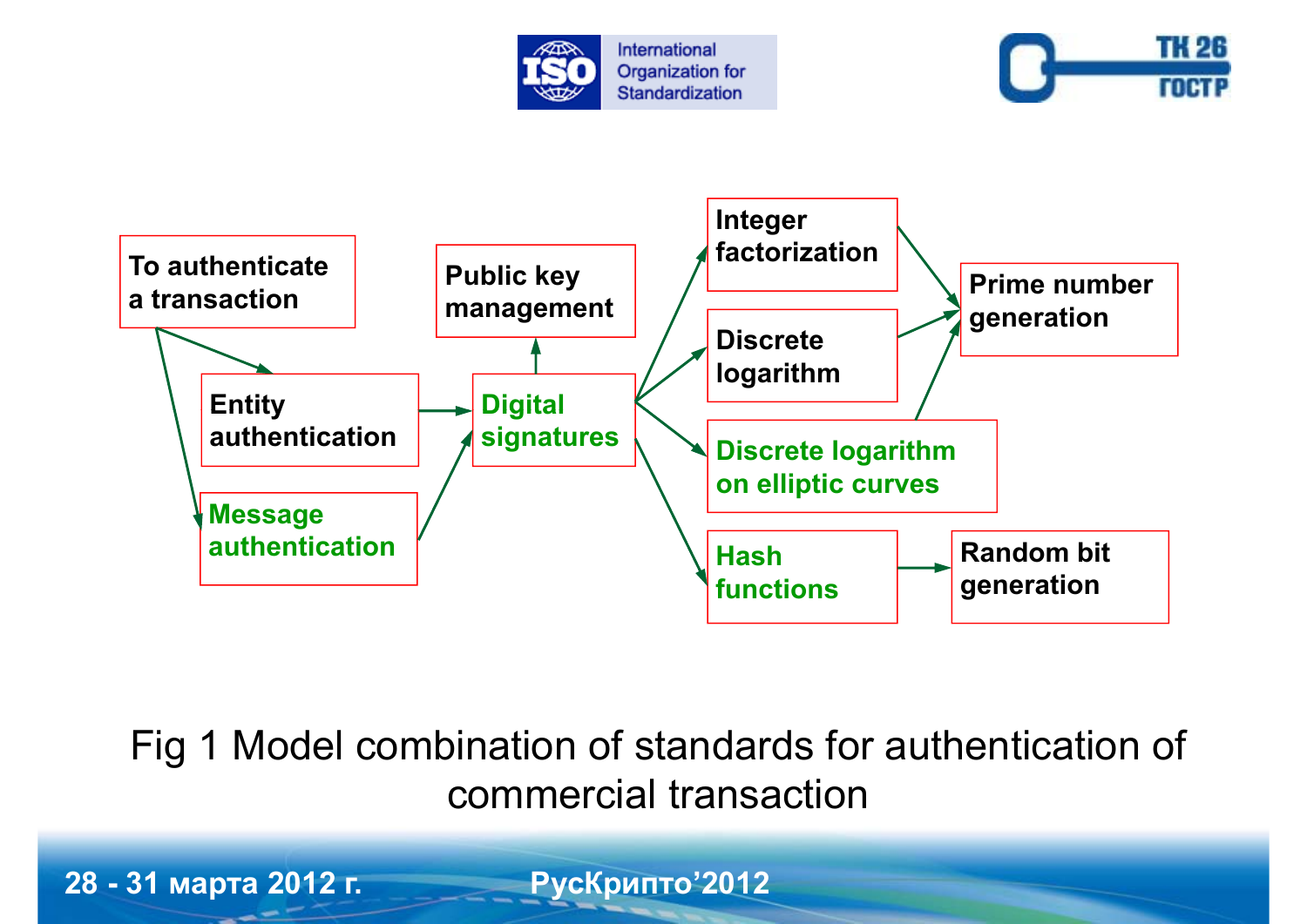To authenticate a transaction

Entity authentication

Message authentication

Public key management

Digital signatures

Integer factorization

Discrete logarithm

Discrete logarithm on elliptic curves

Hash functions

Prime number generation

Random bit generation

Fig 1 Model combination of standards for authentication of commercial transaction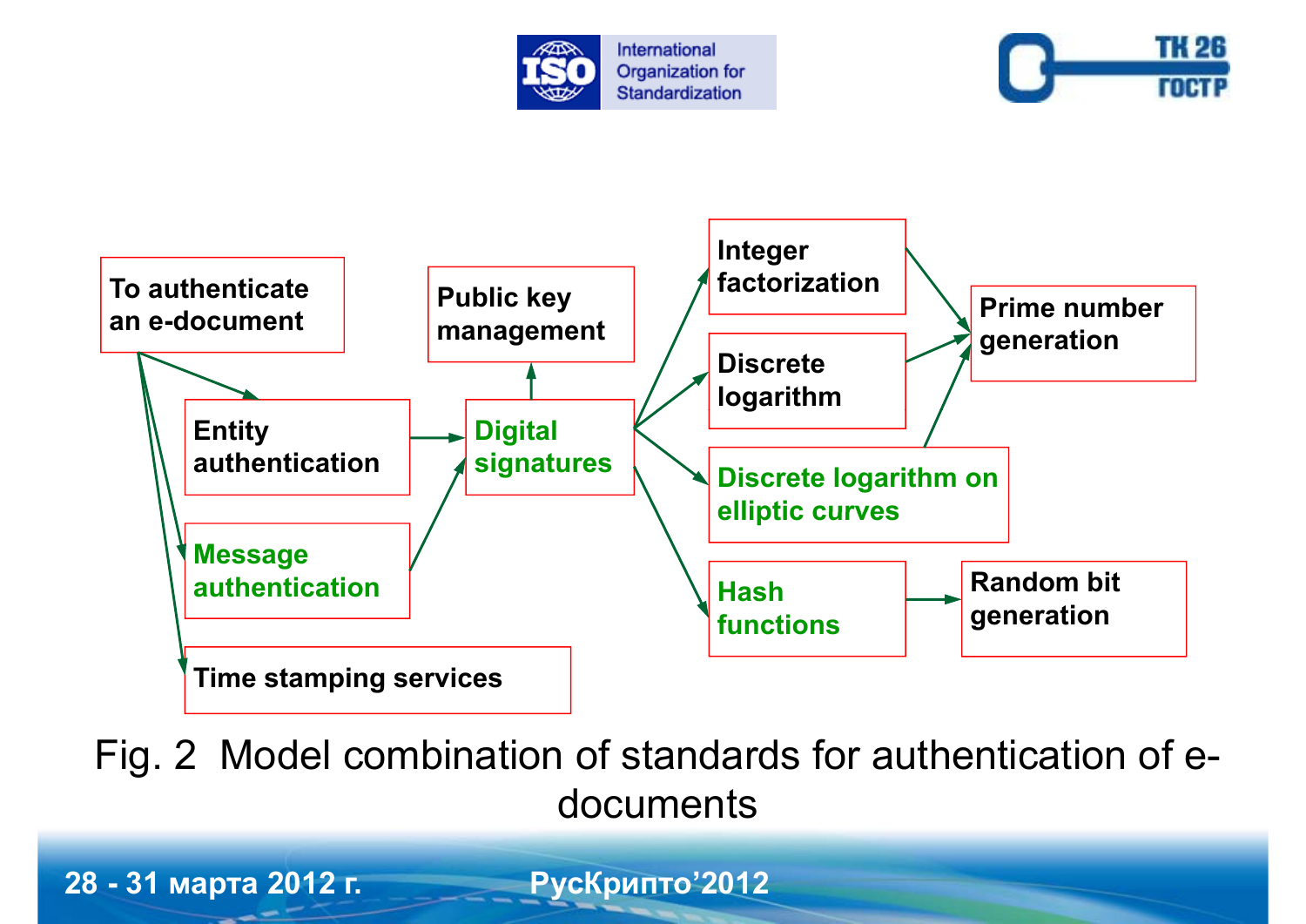To authenticate an e-document

Entity authentication

Message authentication

Time stamping services

Public key management

Digital signatures

Integer factorization

Discrete logarithm

Discrete logarithm on elliptic curves

Hash functions

Prime number generation

Random bit generation

Fig. 2 Model combination of standards for authentication of e-documents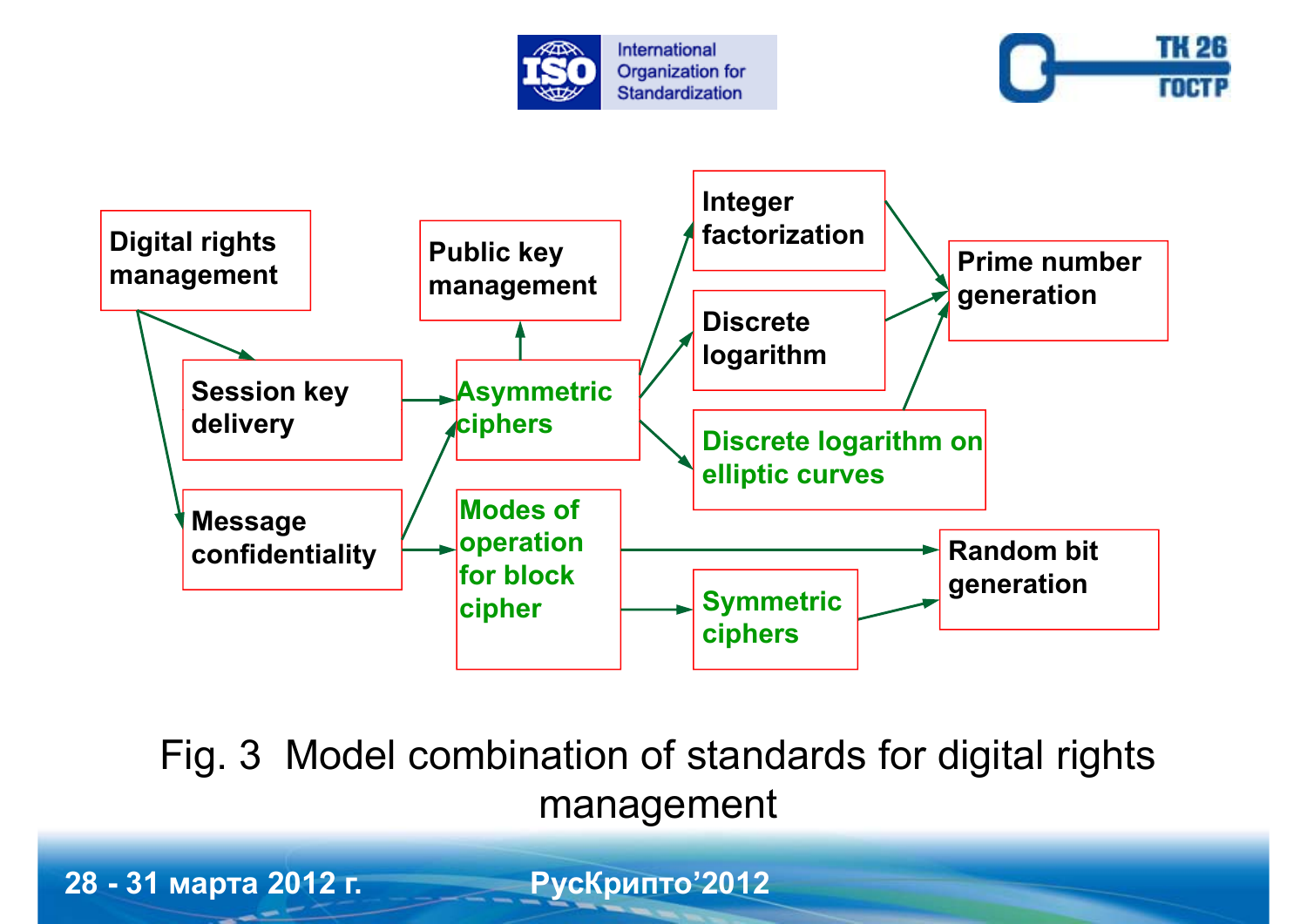Digital rights management

Session key delivery

Message confidentiality

Public key management

Asymmetric ciphers

Modes of operation for block cipher

Integer factorization

Discrete logarithm

Discrete logarithm on elliptic curves

Symmetric ciphers

Prime number generation

Random bit generation

Fig. 3 Model combination of standards for digital rights management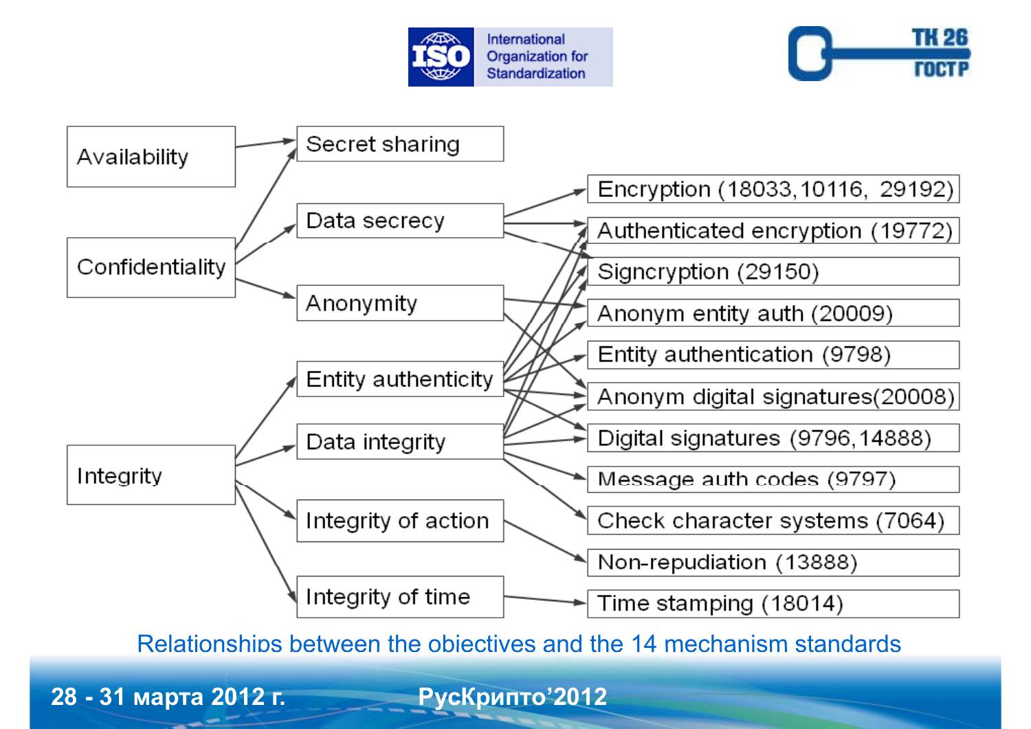Availability

Confidentiality

Integrity

Secret sharing

Data secrecy

Anonymity

Entity authenticity

Data integrity

Integrity of action

Integrity of time

Encryption (18033,10116, 29192)

Authenticated encryption (19772)

Signcryption (29150)

Anonym entity auth (20009)

Entity authentication (9798)

Anonym digital signatures(20008)

Digital signatures (9796,14888)

Message auth codes (9797)

Check character systems (7064)

Non-repudiation (13888)

Time stamping (18014)

Relationships between the objectives and the 14 mechanism standards

28 - 31 марта 2012 г. РусКрипто’2012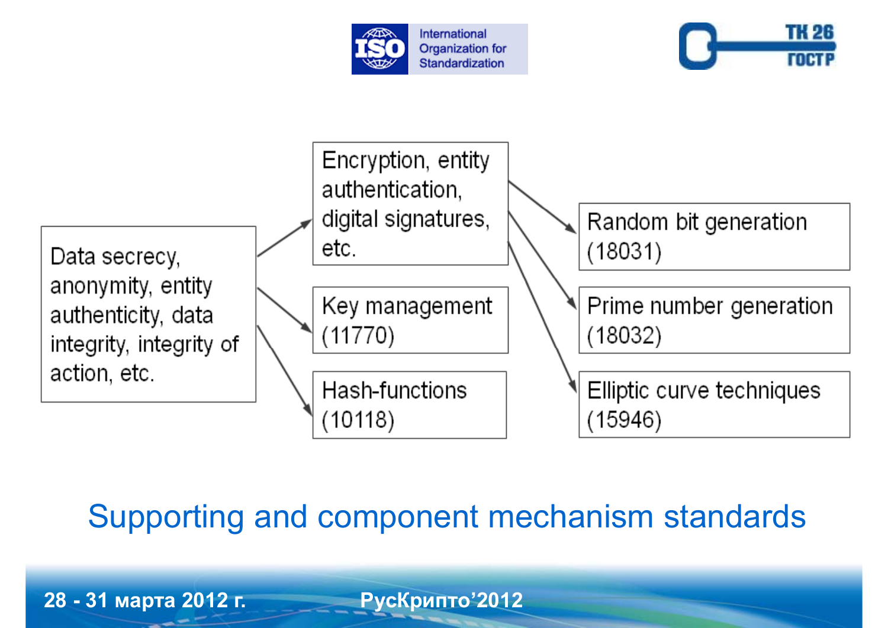Data secrecy, anonymity, entity authenticity, data integrity, integrity of action, etc.

Encryption, entity authentication, digital signatures, etc.

Key management (11770)

Hash-functions (10118)

Random bit generation (18031)

Prime number generation (18032)

Elliptic curve techniques (15946)

## Supporting and component mechanism standards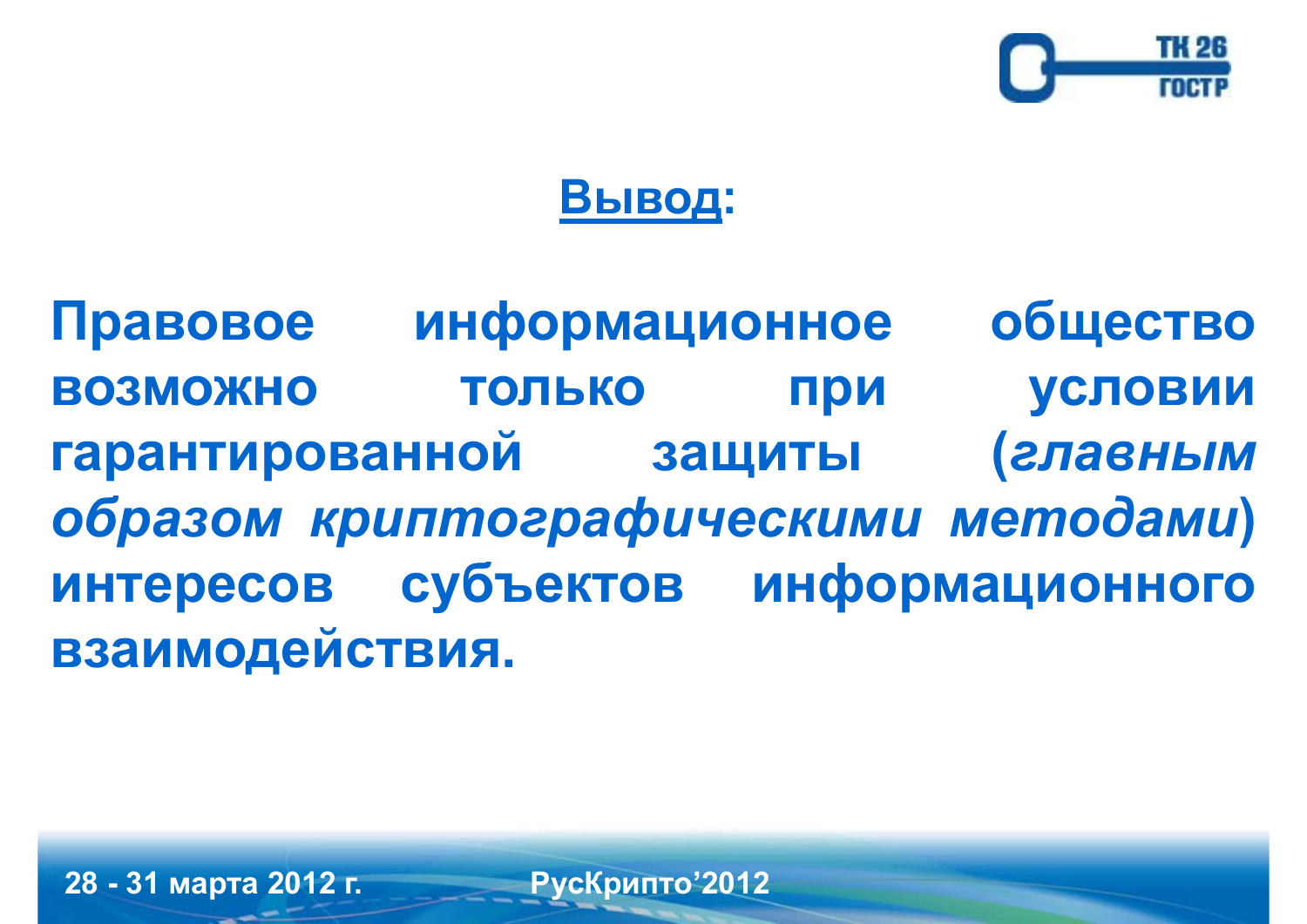## Вывод:

**Правовое информационное общество возможно только при условии гарантированной защиты (*главным образом криптографическими методами*) интересов субъектов информационного взаимодействия.**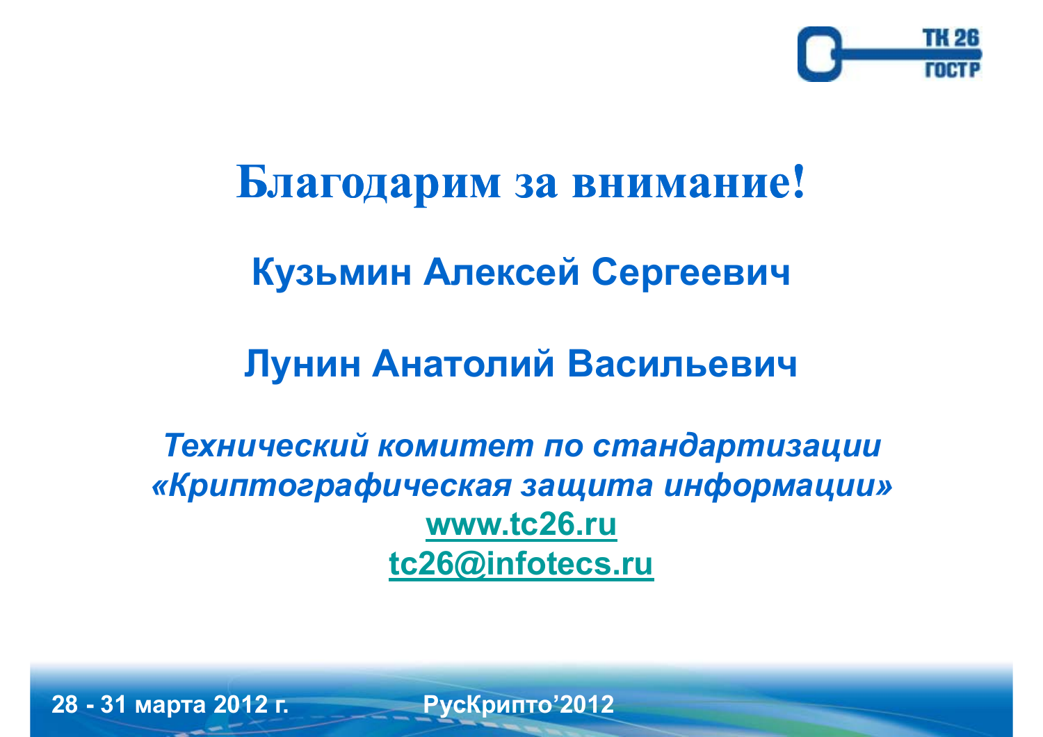# Благодарим за внимание!

**Кузьмин Алексей Сергеевич**

**Лунин Анатолий Васильевич**

***Технический комитет по стандартизации «Криптографическая защита информации»***

**www.tc26.ru**

**tc26@infotecs.ru**